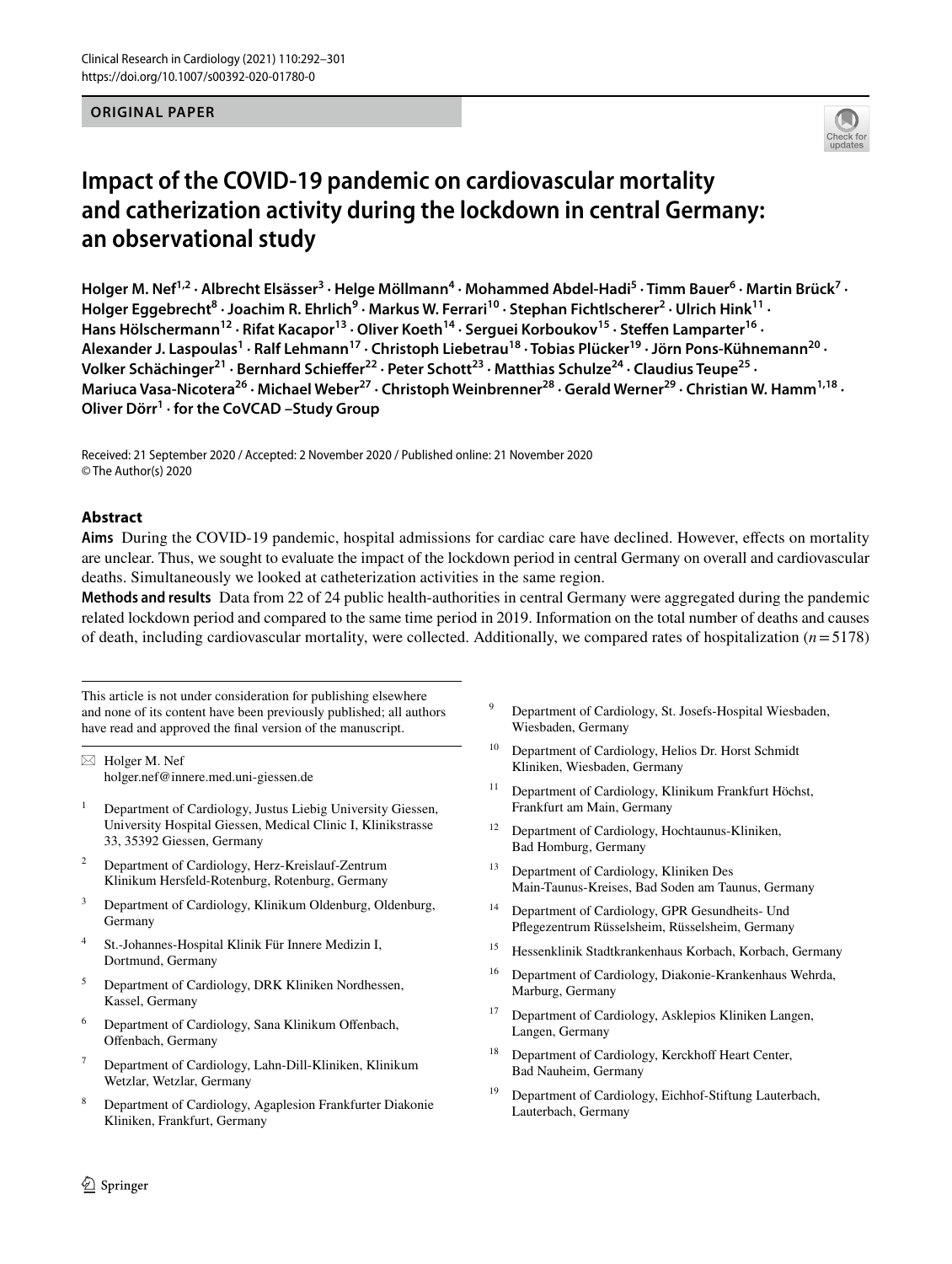ORIGINAL PAPER

# Impact of the COVID-19 pandemic on cardiovascular mortality and catherization activity during the lockdown in central Germany: an observational study

**Holger M. Nef[1,2] · Albrecht Elsässer[3] · Helge Möllmann[4] · Mohammed Abdel-Hadi[5] · Timm Bauer[6] · Martin Brück[7] · Holger Eggebrecht[8] · Joachim R. Ehrlich[9] · Markus W. Ferrari[10] · Stephan Fichtlscherer[2] · Ulrich Hink[11] · Hans Hölschermann[12] · Rifat Kacapor[13] · Oliver Koeth[14] · Serguei Korboukov[15] · Steffen Lamparter[16] · Alexander J. Laspoulas[1] · Ralf Lehmann[17] · Christoph Liebetrau[18] · Tobias Plücker[19] · Jörn Pons-Kühnemann[20] · Volker Schächinger[21] · Bernhard Schieffer[22] · Peter Schott[23] · Matthias Schulze[24] · Claudius Teupe[25] · Mariuca Vasa-Nicotera[26] · Michael Weber[27] · Christoph Weinbrenner[28] · Gerald Werner[29] · Christian W. Hamm[1,18] · Oliver Dörr[1] · for the CoVCAD –Study Group**

Received: 21 September 2020 / Accepted: 2 November 2020 / Published online: 21 November 2020
© The Author(s) 2020

## Abstract

**Aims** During the COVID-19 pandemic, hospital admissions for cardiac care have declined. However, effects on mortality are unclear. Thus, we sought to evaluate the impact of the lockdown period in central Germany on overall and cardiovascular deaths. Simultaneously we looked at catheterization activities in the same region.

**Methods and results** Data from 22 of 24 public health-authorities in central Germany were aggregated during the pandemic related lockdown period and compared to the same time period in 2019. Information on the total number of deaths and causes of death, including cardiovascular mortality, were collected. Additionally, we compared rates of hospitalization ($n = 5178$)

---

This article is not under consideration for publishing elsewhere and none of its content have been previously published; all authors have read and approved the final version of the manuscript.

✉ Holger M. Nef
holger.nef@innere.med.uni-giessen.de

1. Department of Cardiology, Justus Liebig University Giessen, University Hospital Giessen, Medical Clinic I, Klinikstrasse 33, 35392 Giessen, Germany
2. Department of Cardiology, Herz-Kreislauf-Zentrum Klinikum Hersfeld-Rotenburg, Rotenburg, Germany
3. Department of Cardiology, Klinikum Oldenburg, Oldenburg, Germany
4. St.-Johannes-Hospital Klinik Für Innere Medizin I, Dortmund, Germany
5. Department of Cardiology, DRK Kliniken Nordhessen, Kassel, Germany
6. Department of Cardiology, Sana Klinikum Offenbach, Offenbach, Germany
7. Department of Cardiology, Lahn-Dill-Kliniken, Klinikum Wetzlar, Wetzlar, Germany
8. Department of Cardiology, Agaplesion Frankfurter Diakonie Kliniken, Frankfurt, Germany
9. Department of Cardiology, St. Josefs-Hospital Wiesbaden, Wiesbaden, Germany
10. Department of Cardiology, Helios Dr. Horst Schmidt Kliniken, Wiesbaden, Germany
11. Department of Cardiology, Klinikum Frankfurt Höchst, Frankfurt am Main, Germany
12. Department of Cardiology, Hochtaunus-Kliniken, Bad Homburg, Germany
13. Department of Cardiology, Kliniken Des Main-Taunus-Kreises, Bad Soden am Taunus, Germany
14. Department of Cardiology, GPR Gesundheits- Und Pflegezentrum Rüsselsheim, Rüsselsheim, Germany
15. Hessenklinik Stadtkrankenhaus Korbach, Korbach, Germany
16. Department of Cardiology, Diakonie-Krankenhaus Wehrda, Marburg, Germany
17. Department of Cardiology, Asklepios Kliniken Langen, Langen, Germany
18. Department of Cardiology, Kerckhoff Heart Center, Bad Nauheim, Germany
19. Department of Cardiology, Eichhof-Stiftung Lauterbach, Lauterbach, Germany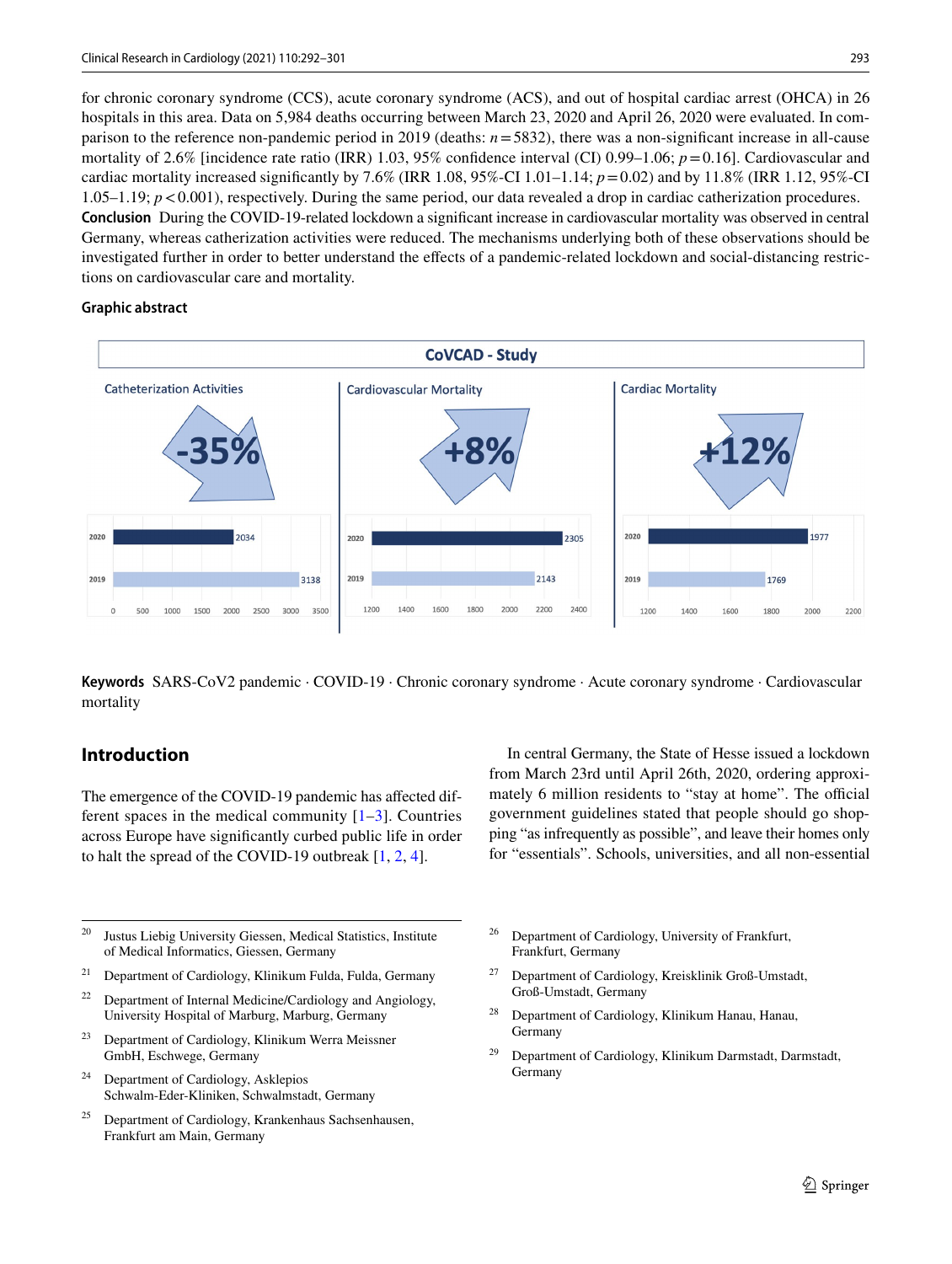for chronic coronary syndrome (CCS), acute coronary syndrome (ACS), and out of hospital cardiac arrest (OHCA) in 26 hospitals in this area. Data on 5,984 deaths occurring between March 23, 2020 and April 26, 2020 were evaluated. In comparison to the reference non-pandemic period in 2019 (deaths: $n = 5832$), there was a non-significant increase in all-cause mortality of 2.6% [incidence rate ratio (IRR) 1.03, 95% confidence interval (CI) 0.99–1.06; $p = 0.16$]. Cardiovascular and cardiac mortality increased significantly by 7.6% (IRR 1.08, 95%-CI 1.01–1.14; $p = 0.02$) and by 11.8% (IRR 1.12, 95%-CI 1.05–1.19; $p < 0.001$), respectively. During the same period, our data revealed a drop in cardiac catheterization procedures.

**Conclusion** During the COVID-19-related lockdown a significant increase in cardiovascular mortality was observed in central Germany, whereas catherization activities were reduced. The mechanisms underlying both of these observations should be investigated further in order to better understand the effects of a pandemic-related lockdown and social-distancing restrictions on cardiovascular care and mortality.

**Graphic abstract**

CoVCAD - Study

| | Catheterization Activities | Cardiovascular Mortality | Cardiac Mortality |
|---|---|---|---|
| Change | -35% | +8% | +12% |
| 2020 | 2034 | 2305 | 1977 |
| 2019 | 3138 | 2143 | 1769 |

**Keywords** SARS-CoV2 pandemic · COVID-19 · Chronic coronary syndrome · Acute coronary syndrome · Cardiovascular mortality

## Introduction

The emergence of the COVID-19 pandemic has affected different spaces in the medical community [1–3]. Countries across Europe have significantly curbed public life in order to halt the spread of the COVID-19 outbreak [1, 2, 4].

In central Germany, the State of Hesse issued a lockdown from March 23rd until April 26th, 2020, ordering approximately 6 million residents to "stay at home". The official government guidelines stated that people should go shopping "as infrequently as possible", and leave their homes only for "essentials". Schools, universities, and all non-essential

---

[20] Justus Liebig University Giessen, Medical Statistics, Institute of Medical Informatics, Giessen, Germany

[21] Department of Cardiology, Klinikum Fulda, Fulda, Germany

[22] Department of Internal Medicine/Cardiology and Angiology, University Hospital of Marburg, Marburg, Germany

[23] Department of Cardiology, Klinikum Werra Meissner GmbH, Eschwege, Germany

[24] Department of Cardiology, Asklepios Schwalm-Eder-Kliniken, Schwalmstadt, Germany

[25] Department of Cardiology, Krankenhaus Sachsenhausen, Frankfurt am Main, Germany

[26] Department of Cardiology, University of Frankfurt, Frankfurt, Germany

[27] Department of Cardiology, Kreisklinik Groß-Umstadt, Groß-Umstadt, Germany

[28] Department of Cardiology, Klinikum Hanau, Hanau, Germany

[29] Department of Cardiology, Klinikum Darmstadt, Darmstadt, Germany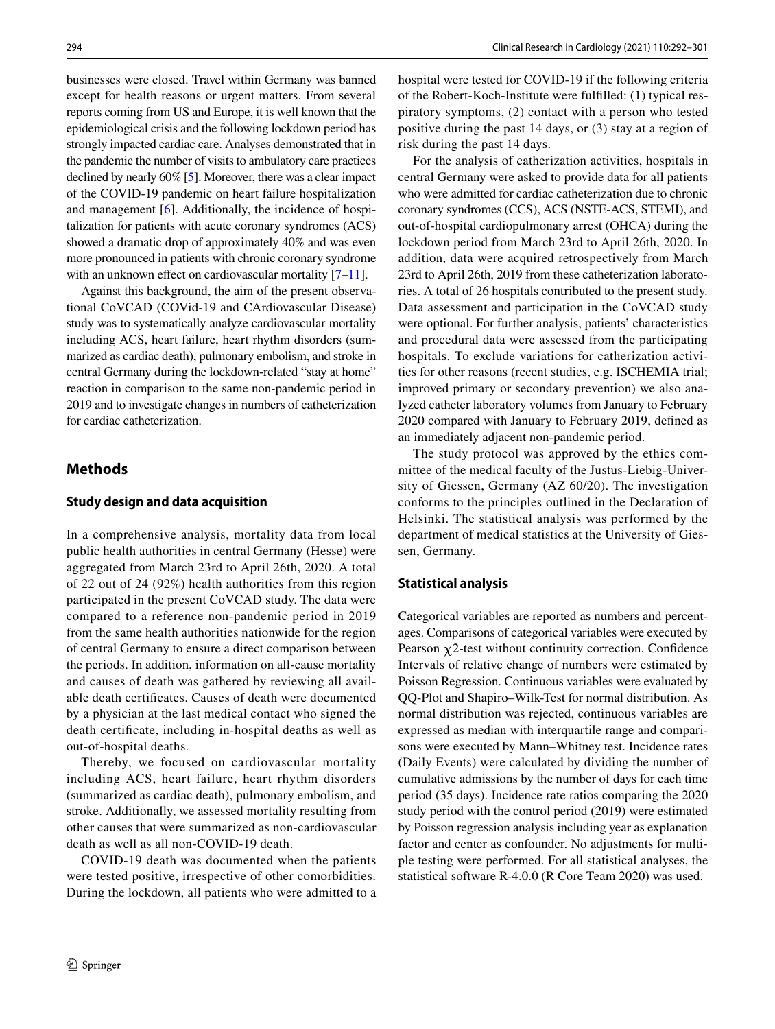businesses were closed. Travel within Germany was banned except for health reasons or urgent matters. From several reports coming from US and Europe, it is well known that the epidemiological crisis and the following lockdown period has strongly impacted cardiac care. Analyses demonstrated that in the pandemic the number of visits to ambulatory care practices declined by nearly 60% [5]. Moreover, there was a clear impact of the COVID-19 pandemic on heart failure hospitalization and management [6]. Additionally, the incidence of hospitalization for patients with acute coronary syndromes (ACS) showed a dramatic drop of approximately 40% and was even more pronounced in patients with chronic coronary syndrome with an unknown effect on cardiovascular mortality [7–11].

Against this background, the aim of the present observational CoVCAD (COVid-19 and CArdiovascular Disease) study was to systematically analyze cardiovascular mortality including ACS, heart failure, heart rhythm disorders (summarized as cardiac death), pulmonary embolism, and stroke in central Germany during the lockdown-related "stay at home" reaction in comparison to the same non-pandemic period in 2019 and to investigate changes in numbers of catheterization for cardiac catheterization.

## Methods

### Study design and data acquisition

In a comprehensive analysis, mortality data from local public health authorities in central Germany (Hesse) were aggregated from March 23rd to April 26th, 2020. A total of 22 out of 24 (92%) health authorities from this region participated in the present CoVCAD study. The data were compared to a reference non-pandemic period in 2019 from the same health authorities nationwide for the region of central Germany to ensure a direct comparison between the periods. In addition, information on all-cause mortality and causes of death was gathered by reviewing all available death certificates. Causes of death were documented by a physician at the last medical contact who signed the death certificate, including in-hospital deaths as well as out-of-hospital deaths.

Thereby, we focused on cardiovascular mortality including ACS, heart failure, heart rhythm disorders (summarized as cardiac death), pulmonary embolism, and stroke. Additionally, we assessed mortality resulting from other causes that were summarized as non-cardiovascular death as well as all non-COVID-19 death.

COVID-19 death was documented when the patients were tested positive, irrespective of other comorbidities. During the lockdown, all patients who were admitted to a hospital were tested for COVID-19 if the following criteria of the Robert-Koch-Institute were fulfilled: (1) typical respiratory symptoms, (2) contact with a person who tested positive during the past 14 days, or (3) stay at a region of risk during the past 14 days.

For the analysis of catherization activities, hospitals in central Germany were asked to provide data for all patients who were admitted for cardiac catheterization due to chronic coronary syndromes (CCS), ACS (NSTE-ACS, STEMI), and out-of-hospital cardiopulmonary arrest (OHCA) during the lockdown period from March 23rd to April 26th, 2020. In addition, data were acquired retrospectively from March 23rd to April 26th, 2019 from these catheterization laboratories. A total of 26 hospitals contributed to the present study. Data assessment and participation in the CoVCAD study were optional. For further analysis, patients' characteristics and procedural data were assessed from the participating hospitals. To exclude variations for catherization activities for other reasons (recent studies, e.g. ISCHEMIA trial; improved primary or secondary prevention) we also analyzed catheter laboratory volumes from January to February 2020 compared with January to February 2019, defined as an immediately adjacent non-pandemic period.

The study protocol was approved by the ethics committee of the medical faculty of the Justus-Liebig-University of Giessen, Germany (AZ 60/20). The investigation conforms to the principles outlined in the Declaration of Helsinki. The statistical analysis was performed by the department of medical statistics at the University of Giessen, Germany.

### Statistical analysis

Categorical variables are reported as numbers and percentages. Comparisons of categorical variables were executed by Pearson $\chi^2$-test without continuity correction. Confidence Intervals of relative change of numbers were estimated by Poisson Regression. Continuous variables were evaluated by QQ-Plot and Shapiro–Wilk-Test for normal distribution. As normal distribution was rejected, continuous variables are expressed as median with interquartile range and comparisons were executed by Mann–Whitney test. Incidence rates (Daily Events) were calculated by dividing the number of cumulative admissions by the number of days for each time period (35 days). Incidence rate ratios comparing the 2020 study period with the control period (2019) were estimated by Poisson regression analysis including year as explanation factor and center as confounder. No adjustments for multiple testing were performed. For all statistical analyses, the statistical software R-4.0.0 (R Core Team 2020) was used.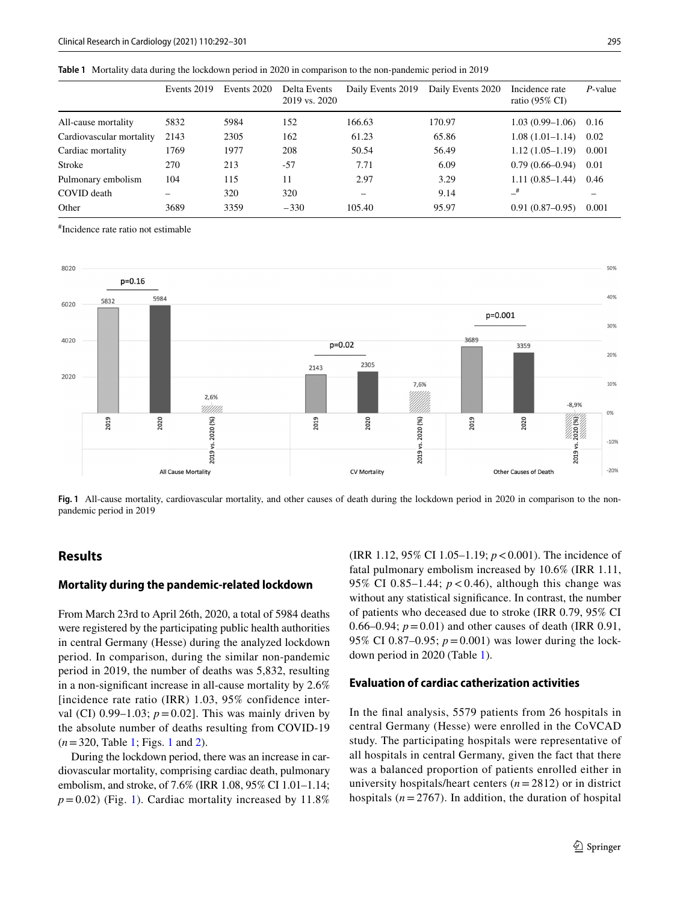**Table 1** Mortality data during the lockdown period in 2020 in comparison to the non-pandemic period in 2019

| | Events 2019 | Events 2020 | Delta Events 2019 vs. 2020 | Daily Events 2019 | Daily Events 2020 | Incidence rate ratio (95% CI) | *P*-value |
|---|---|---|---|---|---|---|---|
| All-cause mortality | 5832 | 5984 | 152 | 166.63 | 170.97 | 1.03 (0.99–1.06) | 0.16 |
| Cardiovascular mortality | 2143 | 2305 | 162 | 61.23 | 65.86 | 1.08 (1.01–1.14) | 0.02 |
| Cardiac mortality | 1769 | 1977 | 208 | 50.54 | 56.49 | 1.12 (1.05–1.19) | 0.001 |
| Stroke | 270 | 213 | -57 | 7.71 | 6.09 | 0.79 (0.66–0.94) | 0.01 |
| Pulmonary embolism | 104 | 115 | 11 | 2.97 | 3.29 | 1.11 (0.85–1.44) | 0.46 |
| COVID death | – | 320 | 320 | – | 9.14 | –[#] | – |
| Other | 3689 | 3359 | −330 | 105.40 | 95.97 | 0.91 (0.87–0.95) | 0.001 |

[#]Incidence rate ratio not estimable

**Fig. 1** All-cause mortality, cardiovascular mortality, and other causes of death during the lockdown period in 2020 in comparison to the non-pandemic period in 2019

## Results

### Mortality during the pandemic-related lockdown

From March 23rd to April 26th, 2020, a total of 5984 deaths were registered by the participating public health authorities in central Germany (Hesse) during the analyzed lockdown period. In comparison, during the similar non-pandemic period in 2019, the number of deaths was 5,832, resulting in a non-significant increase in all-cause mortality by 2.6% [incidence rate ratio (IRR) 1.03, 95% confidence interval (CI) 0.99–1.03; $p = 0.02$]. This was mainly driven by the absolute number of deaths resulting from COVID-19 ($n = 320$, Table 1; Figs. 1 and 2).

During the lockdown period, there was an increase in cardiovascular mortality, comprising cardiac death, pulmonary embolism, and stroke, of 7.6% (IRR 1.08, 95% CI 1.01–1.14; $p = 0.02$) (Fig. 1). Cardiac mortality increased by 11.8% (IRR 1.12, 95% CI 1.05–1.19; $p < 0.001$). The incidence of fatal pulmonary embolism increased by 10.6% (IRR 1.11, 95% CI 0.85–1.44; $p < 0.46$), although this change was without any statistical significance. In contrast, the number of patients who deceased due to stroke (IRR 0.79, 95% CI 0.66–0.94; $p = 0.01$) and other causes of death (IRR 0.91, 95% CI 0.87–0.95; $p = 0.001$) was lower during the lockdown period in 2020 (Table 1).

### Evaluation of cardiac catherization activities

In the final analysis, 5579 patients from 26 hospitals in central Germany (Hesse) were enrolled in the CoVCAD study. The participating hospitals were representative of all hospitals in central Germany, given the fact that there was a balanced proportion of patients enrolled either in university hospitals/heart centers ($n = 2812$) or in district hospitals ($n = 2767$). In addition, the duration of hospital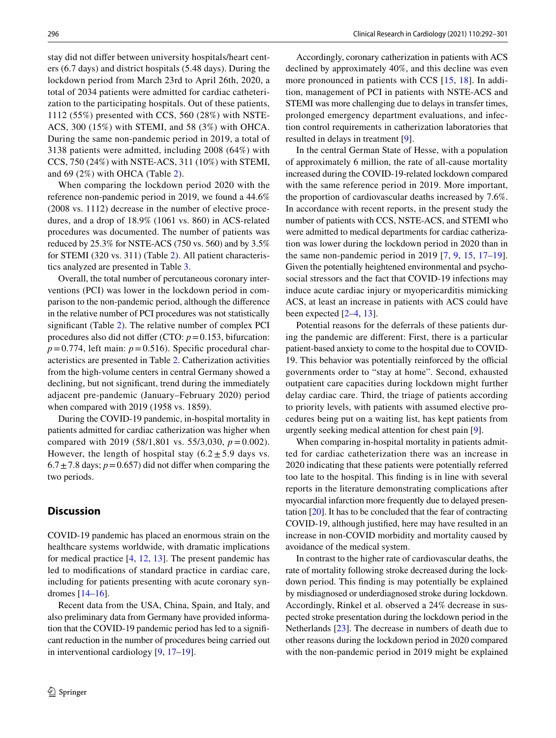stay did not differ between university hospitals/heart centers (6.7 days) and district hospitals (5.48 days). During the lockdown period from March 23rd to April 26th, 2020, a total of 2034 patients were admitted for cardiac catheterization to the participating hospitals. Out of these patients, 1112 (55%) presented with CCS, 560 (28%) with NSTE-ACS, 300 (15%) with STEMI, and 58 (3%) with OHCA. During the same non-pandemic period in 2019, a total of 3138 patients were admitted, including 2008 (64%) with CCS, 750 (24%) with NSTE-ACS, 311 (10%) with STEMI, and 69 (2%) with OHCA (Table 2).

When comparing the lockdown period 2020 with the reference non-pandemic period in 2019, we found a 44.6% (2008 vs. 1112) decrease in the number of elective procedures, and a drop of 18.9% (1061 vs. 860) in ACS-related procedures was documented. The number of patients was reduced by 25.3% for NSTE-ACS (750 vs. 560) and by 3.5% for STEMI (320 vs. 311) (Table 2). All patient characteristics analyzed are presented in Table 3.

Overall, the total number of percutaneous coronary interventions (PCI) was lower in the lockdown period in comparison to the non-pandemic period, although the difference in the relative number of PCI procedures was not statistically significant (Table 2). The relative number of complex PCI procedures also did not differ (CTO: $p = 0.153$, bifurcation: $p = 0.774$, left main: $p = 0.516$). Specific procedural characteristics are presented in Table 2. Catheterization activities from the high-volume centers in central Germany showed a declining, but not significant, trend during the immediately adjacent pre-pandemic (January–February 2020) period when compared with 2019 (1958 vs. 1859).

During the COVID-19 pandemic, in-hospital mortality in patients admitted for cardiac catheterization was higher when compared with 2019 (58/1,801 vs. 55/3,030, $p = 0.002$). However, the length of hospital stay ($6.2 \pm 5.9$ days vs. $6.7 \pm 7.8$ days; $p = 0.657$) did not differ when comparing the two periods.

## Discussion

COVID-19 pandemic has placed an enormous strain on the healthcare systems worldwide, with dramatic implications for medical practice [4, 12, 13]. The present pandemic has led to modifications of standard practice in cardiac care, including for patients presenting with acute coronary syndromes [14–16].

Recent data from the USA, China, Spain, and Italy, and also preliminary data from Germany have provided information that the COVID-19 pandemic period has led to a significant reduction in the number of procedures being carried out in interventional cardiology [9, 17–19].

Accordingly, coronary catheterization in patients with ACS declined by approximately 40%, and this decline was even more pronounced in patients with CCS [15, 18]. In addition, management of PCI in patients with NSTE-ACS and STEMI was more challenging due to delays in transfer times, prolonged emergency department evaluations, and infection control requirements in catheterization laboratories that resulted in delays in treatment [9].

In the central German State of Hesse, with a population of approximately 6 million, the rate of all-cause mortality increased during the COVID-19-related lockdown compared with the same reference period in 2019. More important, the proportion of cardiovascular deaths increased by 7.6%. In accordance with recent reports, in the present study the number of patients with CCS, NSTE-ACS, and STEMI who were admitted to medical departments for cardiac catheterization was lower during the lockdown period in 2020 than in the same non-pandemic period in 2019 [7, 9, 15, 17–19]. Given the potentially heightened environmental and psychosocial stressors and the fact that COVID-19 infections may induce acute cardiac injury or myopericarditis mimicking ACS, at least an increase in patients with ACS could have been expected [2–4, 13].

Potential reasons for the deferrals of these patients during the pandemic are different: First, there is a particular patient-based anxiety to come to the hospital due to COVID-19. This behavior was potentially reinforced by the official governments order to "stay at home". Second, exhausted outpatient care capacities during lockdown might further delay cardiac care. Third, the triage of patients according to priority levels, with patients with assumed elective procedures being put on a waiting list, has kept patients from urgently seeking medical attention for chest pain [9].

When comparing in-hospital mortality in patients admitted for cardiac catheterization there was an increase in 2020 indicating that these patients were potentially referred too late to the hospital. This finding is in line with several reports in the literature demonstrating complications after myocardial infarction more frequently due to delayed presentation [20]. It has to be concluded that the fear of contracting COVID-19, although justified, here may have resulted in an increase in non-COVID morbidity and mortality caused by avoidance of the medical system.

In contrast to the higher rate of cardiovascular deaths, the rate of mortality following stroke decreased during the lockdown period. This finding is may potentially be explained by misdiagnosed or underdiagnosed stroke during lockdown. Accordingly, Rinkel et al. observed a 24% decrease in suspected stroke presentation during the lockdown period in the Netherlands [23]. The decrease in numbers of death due to other reasons during the lockdown period in 2020 compared with the non-pandemic period in 2019 might be explained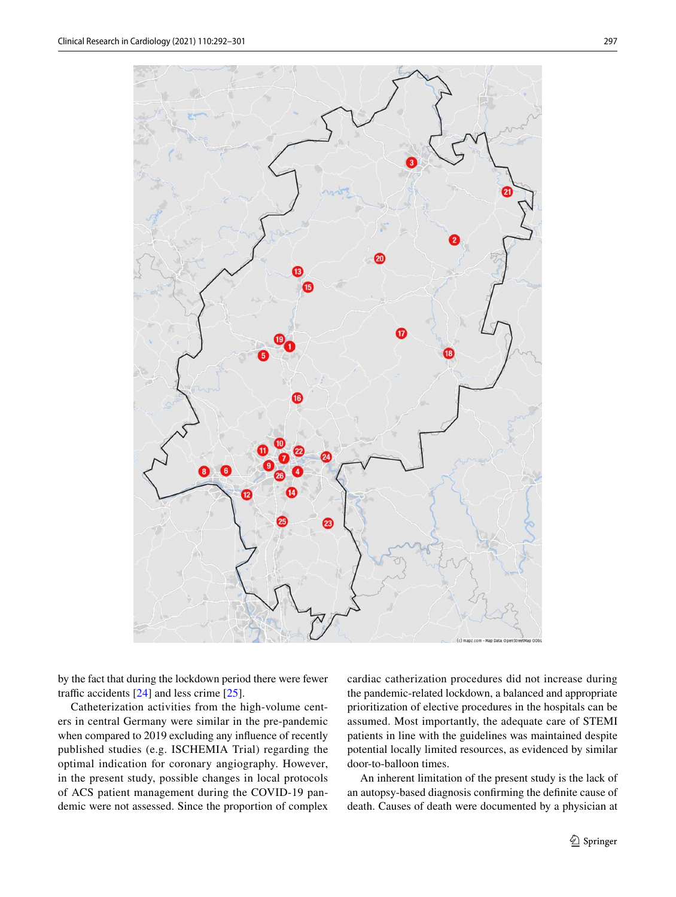by the fact that during the lockdown period there were fewer traffic accidents [24] and less crime [25].

Catheterization activities from the high-volume centers in central Germany were similar in the pre-pandemic when compared to 2019 excluding any influence of recently published studies (e.g. ISCHEMIA Trial) regarding the optimal indication for coronary angiography. However, in the present study, possible changes in local protocols of ACS patient management during the COVID-19 pandemic were not assessed. Since the proportion of complex cardiac catherization procedures did not increase during the pandemic-related lockdown, a balanced and appropriate prioritization of elective procedures in the hospitals can be assumed. Most importantly, the adequate care of STEMI patients in line with the guidelines was maintained despite potential locally limited resources, as evidenced by similar door-to-balloon times.

An inherent limitation of the present study is the lack of an autopsy-based diagnosis confirming the definite cause of death. Causes of death were documented by a physician at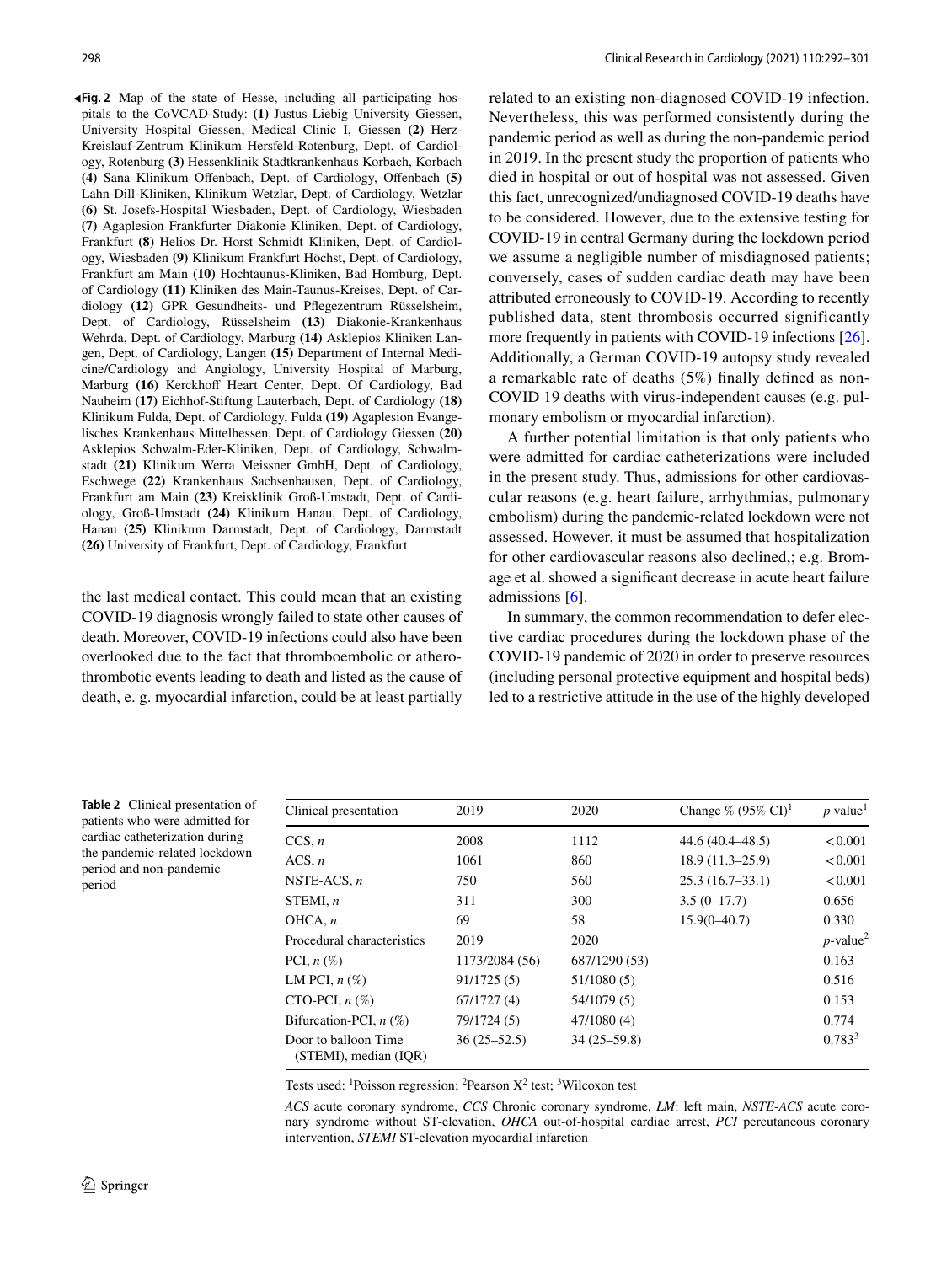**Fig. 2** Map of the state of Hesse, including all participating hospitals to the CoVCAD-Study: **(1)** Justus Liebig University Giessen, University Hospital Giessen, Medical Clinic I, Giessen **(2)** Herz-Kreislauf-Zentrum Klinikum Hersfeld-Rotenburg, Dept. of Cardiology, Rotenburg **(3)** Hessenklinik Stadtkrankenhaus Korbach, Korbach **(4)** Sana Klinikum Offenbach, Dept. of Cardiology, Offenbach **(5)** Lahn-Dill-Kliniken, Klinikum Wetzlar, Dept. of Cardiology, Wetzlar **(6)** St. Josefs-Hospital Wiesbaden, Dept. of Cardiology, Wiesbaden **(7)** Agaplesion Frankfurter Diakonie Kliniken, Dept. of Cardiology, Frankfurt **(8)** Helios Dr. Horst Schmidt Kliniken, Dept. of Cardiology, Wiesbaden **(9)** Klinikum Frankfurt Höchst, Dept. of Cardiology, Frankfurt am Main **(10)** Hochtaunus-Kliniken, Bad Homburg, Dept. of Cardiology **(11)** Kliniken des Main-Taunus-Kreises, Dept. of Cardiology **(12)** GPR Gesundheits- und Pflegezentrum Rüsselsheim, Dept. of Cardiology, Rüsselsheim **(13)** Diakonie-Krankenhaus Wehrda, Dept. of Cardiology, Marburg **(14)** Asklepios Kliniken Langen, Dept. of Cardiology, Langen **(15)** Department of Internal Medicine/Cardiology and Angiology, University Hospital of Marburg, Marburg **(16)** Kerckhoff Heart Center, Dept. Of Cardiology, Bad Nauheim **(17)** Eichhof-Stiftung Lauterbach, Dept. of Cardiology **(18)** Klinikum Fulda, Dept. of Cardiology, Fulda **(19)** Agaplesion Evangelisches Krankenhaus Mittelhessen, Dept. of Cardiology Giessen **(20)** Asklepios Schwalm-Eder-Kliniken, Dept. of Cardiology, Schwalmstadt **(21)** Klinikum Werra Meissner GmbH, Dept. of Cardiology, Eschwege **(22)** Krankenhaus Sachsenhausen, Dept. of Cardiology, Frankfurt am Main **(23)** Kreisklinik Groß-Umstadt, Dept. of Cardiology, Groß-Umstadt **(24)** Klinikum Hanau, Dept. of Cardiology, Hanau **(25)** Klinikum Darmstadt, Dept. of Cardiology, Darmstadt **(26)** University of Frankfurt, Dept. of Cardiology, Frankfurt

the last medical contact. This could mean that an existing COVID-19 diagnosis wrongly failed to state other causes of death. Moreover, COVID-19 infections could also have been overlooked due to the fact that thromboembolic or atherothrombotic events leading to death and listed as the cause of death, e. g. myocardial infarction, could be at least partially related to an existing non-diagnosed COVID-19 infection. Nevertheless, this was performed consistently during the pandemic period as well as during the non-pandemic period in 2019. In the present study the proportion of patients who died in hospital or out of hospital was not assessed. Given this fact, unrecognized/undiagnosed COVID-19 deaths have to be considered. However, due to the extensive testing for COVID-19 in central Germany during the lockdown period we assume a negligible number of misdiagnosed patients; conversely, cases of sudden cardiac death may have been attributed erroneously to COVID-19. According to recently published data, stent thrombosis occurred significantly more frequently in patients with COVID-19 infections [26]. Additionally, a German COVID-19 autopsy study revealed a remarkable rate of deaths (5%) finally defined as non-COVID 19 deaths with virus-independent causes (e.g. pulmonary embolism or myocardial infarction).

A further potential limitation is that only patients who were admitted for cardiac catheterizations were included in the present study. Thus, admissions for other cardiovascular reasons (e.g. heart failure, arrhythmias, pulmonary embolism) during the pandemic-related lockdown were not assessed. However, it must be assumed that hospitalization for other cardiovascular reasons also declined,; e.g. Bromage et al. showed a significant decrease in acute heart failure admissions [6].

In summary, the common recommendation to defer elective cardiac procedures during the lockdown phase of the COVID-19 pandemic of 2020 in order to preserve resources (including personal protective equipment and hospital beds) led to a restrictive attitude in the use of the highly developed

**Table 2** Clinical presentation of patients who were admitted for cardiac catheterization during the pandemic-related lockdown period and non-pandemic period

| Clinical presentation | 2019 | 2020 | Change % (95% CI)[1] | *p* value[1] |
|---|---|---|---|---|
| CCS, *n* | 2008 | 1112 | 44.6 (40.4–48.5) | < 0.001 |
| ACS, *n* | 1061 | 860 | 18.9 (11.3–25.9) | < 0.001 |
| NSTE-ACS, *n* | 750 | 560 | 25.3 (16.7–33.1) | < 0.001 |
| STEMI, *n* | 311 | 300 | 3.5 (0–17.7) | 0.656 |
| OHCA, *n* | 69 | 58 | 15.9(0–40.7) | 0.330 |
| Procedural characteristics | 2019 | 2020 | | *p*-value[2] |
| PCI, *n* (%) | 1173/2084 (56) | 687/1290 (53) | | 0.163 |
| LM PCI, *n* (%) | 91/1725 (5) | 51/1080 (5) | | 0.516 |
| CTO-PCI, *n* (%) | 67/1727 (4) | 54/1079 (5) | | 0.153 |
| Bifurcation-PCI, *n* (%) | 79/1724 (5) | 47/1080 (4) | | 0.774 |
| Door to balloon Time (STEMI), median (IQR) | 36 (25–52.5) | 34 (25–59.8) | | 0.783[3] |

Tests used: [1]Poisson regression; [2]Pearson $X^2$ test; [3]Wilcoxon test

*ACS* acute coronary syndrome, *CCS* Chronic coronary syndrome, *LM*: left main, *NSTE-ACS* acute coronary syndrome without ST-elevation, *OHCA* out-of-hospital cardiac arrest, *PCI* percutaneous coronary intervention, *STEMI* ST-elevation myocardial infarction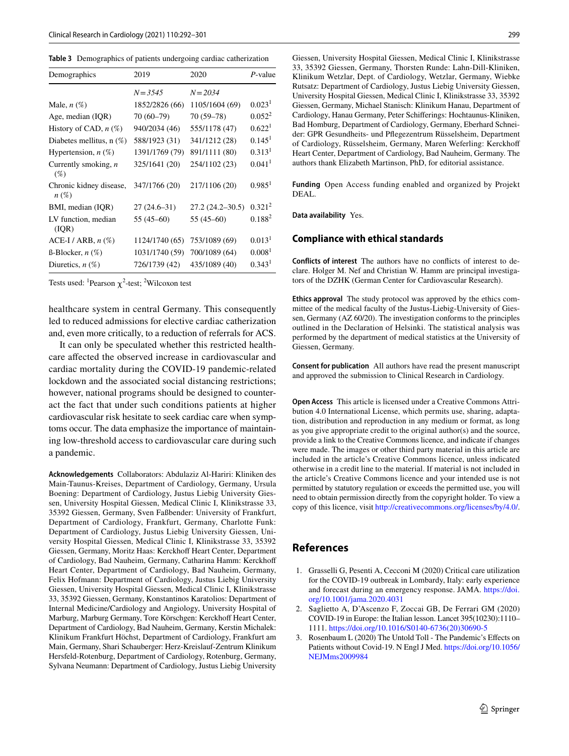**Table 3** Demographics of patients undergoing cardiac catherization

| Demographics | 2019 | 2020 | *P*-value |
|---|---|---|---|
| | *N* = 3545 | *N* = 2034 | |
| Male, *n* (%) | 1852/2826 (66) | 1105/1604 (69) | 0.023[1] |
| Age, median (IQR) | 70 (60–79) | 70 (59–78) | 0.052[2] |
| History of CAD, *n* (%) | 940/2034 (46) | 555/1178 (47) | 0.622[1] |
| Diabetes mellitus, n (%) | 588/1923 (31) | 341/1212 (28) | 0.145[1] |
| Hypertension, *n* (%) | 1391/1769 (79) | 891/1111 (80) | 0.313[1] |
| Currently smoking, *n* (%) | 325/1641 (20) | 254/1102 (23) | 0.041[1] |
| Chronic kidney disease, *n* (%) | 347/1766 (20) | 217/1106 (20) | 0.985[1] |
| BMI, median (IQR) | 27 (24.6–31) | 27.2 (24.2–30.5) | 0.321[2] |
| LV function, median (IQR) | 55 (45–60) | 55 (45–60) | 0.188[2] |
| ACE-I / ARB, *n* (%) | 1124/1740 (65) | 753/1089 (69) | 0.013[1] |
| ß-Blocker, *n* (%) | 1031/1740 (59) | 700/1089 (64) | 0.008[1] |
| Diuretics, *n* (%) | 726/1739 (42) | 435/1089 (40) | 0.343[1] |

Tests used: [1]Pearson $\chi^2$-test; [2]Wilcoxon test

healthcare system in central Germany. This consequently led to reduced admissions for elective cardiac catherization and, even more critically, to a reduction of referrals for ACS.

It can only be speculated whether this restricted healthcare affected the observed increase in cardiovascular and cardiac mortality during the COVID-19 pandemic-related lockdown and the associated social distancing restrictions; however, national programs should be designed to counteract the fact that under such conditions patients at higher cardiovascular risk hesitate to seek cardiac care when symptoms occur. The data emphasize the importance of maintaining low-threshold access to cardiovascular care during such a pandemic.

**Acknowledgements** Collaborators: Abdulaziz Al-Hariri: Kliniken des Main-Taunus-Kreises, Department of Cardiology, Germany, Ursula Boening: Department of Cardiology, Justus Liebig University Giessen, University Hospital Giessen, Medical Clinic I, Klinikstrasse 33, 35392 Giessen, Germany, Sven Faßbender: University of Frankfurt, Department of Cardiology, Frankfurt, Germany, Charlotte Funk: Department of Cardiology, Justus Liebig University Giessen, University Hospital Giessen, Medical Clinic I, Klinikstrasse 33, 35392 Giessen, Germany, Moritz Haas: Kerckhoff Heart Center, Department of Cardiology, Bad Nauheim, Germany, Catharina Hamm: Kerckhoff Heart Center, Department of Cardiology, Bad Nauheim, Germany, Felix Hofmann: Department of Cardiology, Justus Liebig University Giessen, University Hospital Giessen, Medical Clinic I, Klinikstrasse 33, 35392 Giessen, Germany, Konstantinos Karatolios: Department of Internal Medicine/Cardiology and Angiology, University Hospital of Marburg, Marburg Germany, Tore Körschgen: Kerckhoff Heart Center, Department of Cardiology, Bad Nauheim, Germany, Kerstin Michalek: Klinikum Frankfurt Höchst, Department of Cardiology, Frankfurt am Main, Germany, Shari Schauberger: Herz-Kreislauf-Zentrum Klinikum Hersfeld-Rotenburg, Department of Cardiology, Rotenburg, Germany, Sylvana Neumann: Department of Cardiology, Justus Liebig University Giessen, University Hospital Giessen, Medical Clinic I, Klinikstrasse 33, 35392 Giessen, Germany, Thorsten Runde: Lahn-Dill-Kliniken, Klinikum Wetzlar, Dept. of Cardiology, Wetzlar, Germany, Wiebke Rutsatz: Department of Cardiology, Justus Liebig University Giessen, University Hospital Giessen, Medical Clinic I, Klinikstrasse 33, 35392 Giessen, Germany, Michael Stanisch: Klinikum Hanau, Department of Cardiology, Hanau Germany, Peter Schifferings: Hochtaunus-Kliniken, Bad Homburg, Department of Cardiology, Germany, Eberhard Schneider: GPR Gesundheits- und Pflegezentrum Rüsselsheim, Department of Cardiology, Rüsselsheim, Germany, Maren Weferling: Kerckhoff Heart Center, Department of Cardiology, Bad Nauheim, Germany. The authors thank Elizabeth Martinson, PhD, for editorial assistance.

**Funding** Open Access funding enabled and organized by Projekt DEAL.

**Data availability** Yes.

## Compliance with ethical standards

**Conflicts of interest** The authors have no conflicts of interest to declare. Holger M. Nef and Christian W. Hamm are principal investigators of the DZHK (German Center for Cardiovascular Research).

**Ethics approval** The study protocol was approved by the ethics committee of the medical faculty of the Justus-Liebig-University of Giessen, Germany (AZ 60/20). The investigation conforms to the principles outlined in the Declaration of Helsinki. The statistical analysis was performed by the department of medical statistics at the University of Giessen, Germany.

**Consent for publication** All authors have read the present manuscript and approved the submission to Clinical Research in Cardiology.

**Open Access** This article is licensed under a Creative Commons Attribution 4.0 International License, which permits use, sharing, adaptation, distribution and reproduction in any medium or format, as long as you give appropriate credit to the original author(s) and the source, provide a link to the Creative Commons licence, and indicate if changes were made. The images or other third party material in this article are included in the article's Creative Commons licence, unless indicated otherwise in a credit line to the material. If material is not included in the article's Creative Commons licence and your intended use is not permitted by statutory regulation or exceeds the permitted use, you will need to obtain permission directly from the copyright holder. To view a copy of this licence, visit http://creativecommons.org/licenses/by/4.0/.

## References

1. Grasselli G, Pesenti A, Cecconi M (2020) Critical care utilization for the COVID-19 outbreak in Lombardy, Italy: early experience and forecast during an emergency response. JAMA. https://doi.org/10.1001/jama.2020.4031
2. Saglietto A, D'Ascenzo F, Zoccai GB, De Ferrari GM (2020) COVID-19 in Europe: the Italian lesson. Lancet 395(10230):1110–1111. https://doi.org/10.1016/S0140-6736(20)30690-5
3. Rosenbaum L (2020) The Untold Toll - The Pandemic's Effects on Patients without Covid-19. N Engl J Med. https://doi.org/10.1056/NEJMms2009984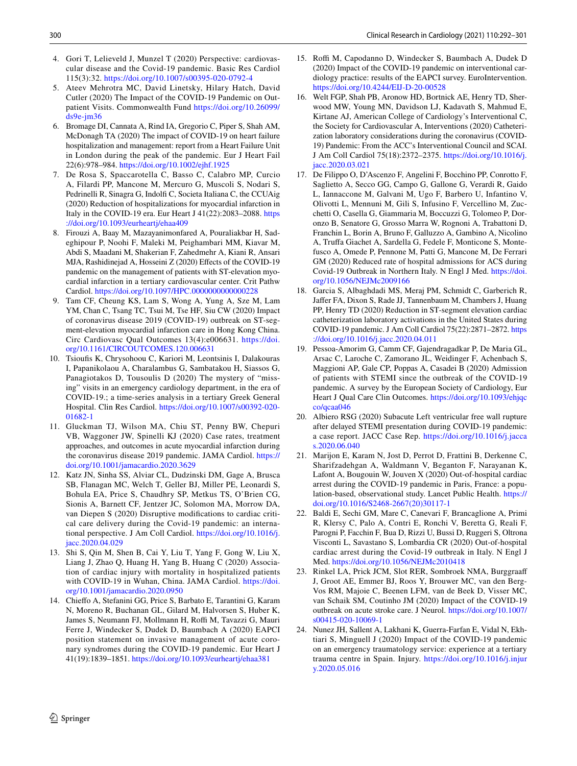4. Gori T, Lelieveld J, Munzel T (2020) Perspective: cardiovascular disease and the Covid-19 pandemic. Basic Res Cardiol 115(3):32. https://doi.org/10.1007/s00395-020-0792-4
5. Ateev Mehrotra MC, David Linetsky, Hilary Hatch, David Cutler (2020) The Impact of the COVID-19 Pandemic on Outpatient Visits. Commonwealth Fund https://doi.org/10.26099/ds9e-jm36
6. Bromage DI, Cannata A, Rind IA, Gregorio C, Piper S, Shah AM, McDonagh TA (2020) The impact of COVID-19 on heart failure hospitalization and management: report from a Heart Failure Unit in London during the peak of the pandemic. Eur J Heart Fail 22(6):978–984. https://doi.org/10.1002/ejhf.1925
7. De Rosa S, Spaccarotella C, Basso C, Calabro MP, Curcio A, Filardi PP, Mancone M, Mercuro G, Muscoli S, Nodari S, Pedrinelli R, Sinagra G, Indolfi C, Societa Italiana C, the CCUAig (2020) Reduction of hospitalizations for myocardial infarction in Italy in the COVID-19 era. Eur Heart J 41(22):2083–2088. https://doi.org/10.1093/eurheartj/ehaa409
8. Firouzi A, Baay M, Mazayanimonfared A, Pouraliakbar H, Sadeghipour P, Noohi F, Maleki M, Peighambari MM, Kiavar M, Abdi S, Maadani M, Shakerian F, Zahedmehr A, Kiani R, Ansari MJA, Rashidinejad A, Hosseini Z (2020) Effects of the COVID-19 pandemic on the management of patients with ST-elevation myocardial infarction in a tertiary cardiovascular center. Crit Pathw Cardiol. https://doi.org/10.1097/HPC.0000000000000228
9. Tam CF, Cheung KS, Lam S, Wong A, Yung A, Sze M, Lam YM, Chan C, Tsang TC, Tsui M, Tse HF, Siu CW (2020) Impact of coronavirus disease 2019 (COVID-19) outbreak on ST-segment-elevation myocardial infarction care in Hong Kong China. Circ Cardiovasc Qual Outcomes 13(4):e006631. https://doi.org/10.1161/CIRCOUTCOMES.120.006631
10. Tsioufis K, Chrysohoou C, Kariori M, Leontsinis I, Dalakouras I, Papanikolaou A, Charalambus G, Sambatakou H, Siassos G, Panagiotakos D, Tousoulis D (2020) The mystery of "missing" visits in an emergency cardiology department, in the era of COVID-19.; a time-series analysis in a tertiary Greek General Hospital. Clin Res Cardiol. https://doi.org/10.1007/s00392-020-01682-1
11. Gluckman TJ, Wilson MA, Chiu ST, Penny BW, Chepuri VB, Waggoner JW, Spinelli KJ (2020) Case rates, treatment approaches, and outcomes in acute myocardial infarction during the coronavirus disease 2019 pandemic. JAMA Cardiol. https://doi.org/10.1001/jamacardio.2020.3629
12. Katz JN, Sinha SS, Alviar CL, Dudzinski DM, Gage A, Brusca SB, Flanagan MC, Welch T, Geller BJ, Miller PE, Leonardi S, Bohula EA, Price S, Chaudhry SP, Metkus TS, O'Brien CG, Sionis A, Barnett CF, Jentzer JC, Solomon MA, Morrow DA, van Diepen S (2020) Disruptive modifications to cardiac critical care delivery during the Covid-19 pandemic: an international perspective. J Am Coll Cardiol. https://doi.org/10.1016/j.jacc.2020.04.029
13. Shi S, Qin M, Shen B, Cai Y, Liu T, Yang F, Gong W, Liu X, Liang J, Zhao Q, Huang H, Yang B, Huang C (2020) Association of cardiac injury with mortality in hospitalized patients with COVID-19 in Wuhan, China. JAMA Cardiol. https://doi.org/10.1001/jamacardio.2020.0950
14. Chieffo A, Stefanini GG, Price S, Barbato E, Tarantini G, Karam N, Moreno R, Buchanan GL, Gilard M, Halvorsen S, Huber K, James S, Neumann FJ, Mollmann H, Roffi M, Tavazzi G, Mauri Ferre J, Windecker S, Dudek D, Baumbach A (2020) EAPCI position statement on invasive management of acute coronary syndromes during the COVID-19 pandemic. Eur Heart J 41(19):1839–1851. https://doi.org/10.1093/eurheartj/ehaa381
15. Roffi M, Capodanno D, Windecker S, Baumbach A, Dudek D (2020) Impact of the COVID-19 pandemic on interventional cardiology practice: results of the EAPCI survey. EuroIntervention. https://doi.org/10.4244/EIJ-D-20-00528
16. Welt FGP, Shah PB, Aronow HD, Bortnick AE, Henry TD, Sherwood MW, Young MN, Davidson LJ, Kadavath S, Mahmud E, Kirtane AJ, American College of Cardiology's Interventional C, the Society for Cardiovascular A, Interventions (2020) Catheterization laboratory considerations during the coronavirus (COVID-19) Pandemic: From the ACC's Interventional Council and SCAI. J Am Coll Cardiol 75(18):2372–2375. https://doi.org/10.1016/j.jacc.2020.03.021
17. De Filippo O, D'Ascenzo F, Angelini F, Bocchino PP, Conrotto F, Saglietto A, Secco GG, Campo G, Gallone G, Verardi R, Gaido L, Iannaccone M, Galvani M, Ugo F, Barbero U, Infantino V, Olivotti L, Mennuni M, Gili S, Infusino F, Vercellino M, Zucchetti O, Casella G, Giammaria M, Boccuzzi G, Tolomeo P, Doronzo B, Senatore G, Grosso Marra W, Rognoni A, Trabattoni D, Franchin L, Borin A, Bruno F, Galluzzo A, Gambino A, Nicolino A, Truffa Giachet A, Sardella G, Fedele F, Monticone S, Montefusco A, Omede P, Pennone M, Patti G, Mancone M, De Ferrari GM (2020) Reduced rate of hospital admissions for ACS during Covid-19 Outbreak in Northern Italy. N Engl J Med. https://doi.org/10.1056/NEJMc2009166
18. Garcia S, Albaghdadi MS, Meraj PM, Schmidt C, Garberich R, Jaffer FA, Dixon S, Rade JJ, Tannenbaum M, Chambers J, Huang PP, Henry TD (2020) Reduction in ST-segment elevation cardiac catheterization laboratory activations in the United States during COVID-19 pandemic. J Am Coll Cardiol 75(22):2871–2872. https://doi.org/10.1016/j.jacc.2020.04.011
19. Pessoa-Amorim G, Camm CF, Gajendragadkar P, De Maria GL, Arsac C, Laroche C, Zamorano JL, Weidinger F, Achenbach S, Maggioni AP, Gale CP, Poppas A, Casadei B (2020) Admission of patients with STEMI since the outbreak of the COVID-19 pandemic. A survey by the European Society of Cardiology, Eur Heart J Qual Care Clin Outcomes. https://doi.org/10.1093/ehjqcco/qcaa046
20. Albiero RSG (2020) Subacute Left ventricular free wall rupture after delayed STEMI presentation during COVID-19 pandemic: a case report. JACC Case Rep. https://doi.org/10.1016/j.jaccas.2020.06.040
21. Marijon E, Karam N, Jost D, Perrot D, Frattini B, Derkenne C, Sharifzadehgan A, Waldmann V, Beganton F, Narayanan K, Lafont A, Bougouin W, Jouven X (2020) Out-of-hospital cardiac arrest during the COVID-19 pandemic in Paris, France: a population-based, observational study. Lancet Public Health. https://doi.org/10.1016/S2468-2667(20)30117-1
22. Baldi E, Sechi GM, Mare C, Canevari F, Brancaglione A, Primi R, Klersy C, Palo A, Contri E, Ronchi V, Beretta G, Reali F, Parogni P, Facchin F, Bua D, Rizzi U, Bussi D, Ruggeri S, Oltrona Visconti L, Savastano S, Lombardia CR (2020) Out-of-hospital cardiac arrest during the Covid-19 outbreak in Italy. N Engl J Med. https://doi.org/10.1056/NEJMc2010418
23. Rinkel LA, Prick JCM, Slot RER, Sombroek NMA, Burggraaff J, Groot AE, Emmer BJ, Roos Y, Brouwer MC, van den Berg-Vos RM, Majoie C, Beenen LFM, van de Beek D, Visser MC, van Schaik SM, Coutinho JM (2020) Impact of the COVID-19 outbreak on acute stroke care. J Neurol. https://doi.org/10.1007/s00415-020-10069-1
24. Nunez JH, Sallent A, Lakhani K, Guerra-Farfan E, Vidal N, Ekhtiari S, Minguell J (2020) Impact of the COVID-19 pandemic on an emergency traumatology service: experience at a tertiary trauma centre in Spain. Injury. https://doi.org/10.1016/j.injury.2020.05.016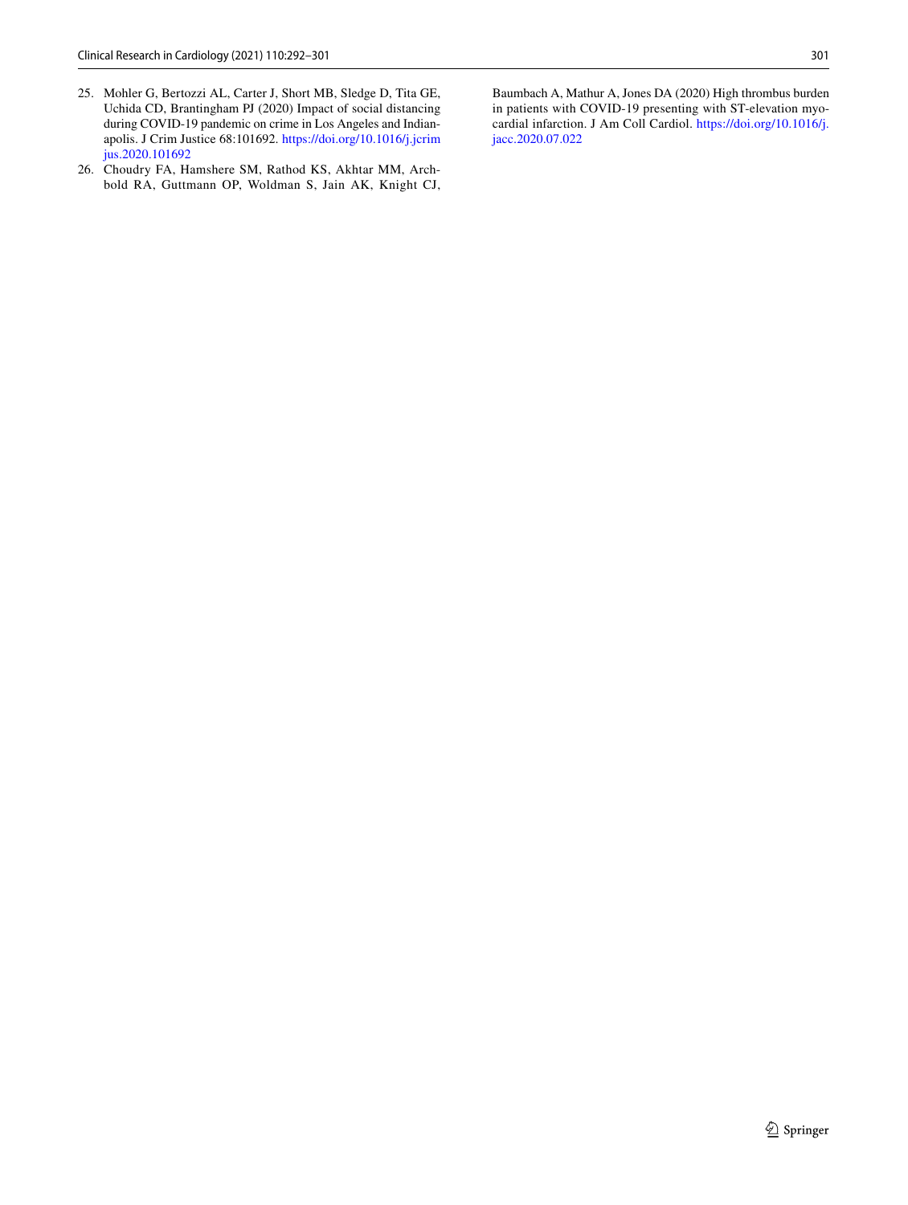25. Mohler G, Bertozzi AL, Carter J, Short MB, Sledge D, Tita GE, Uchida CD, Brantingham PJ (2020) Impact of social distancing during COVID-19 pandemic on crime in Los Angeles and Indianapolis. J Crim Justice 68:101692. https://doi.org/10.1016/j.jcrimjus.2020.101692
26. Choudry FA, Hamshere SM, Rathod KS, Akhtar MM, Archbold RA, Guttmann OP, Woldman S, Jain AK, Knight CJ, Baumbach A, Mathur A, Jones DA (2020) High thrombus burden in patients with COVID-19 presenting with ST-elevation myocardial infarction. J Am Coll Cardiol. https://doi.org/10.1016/j.jacc.2020.07.022